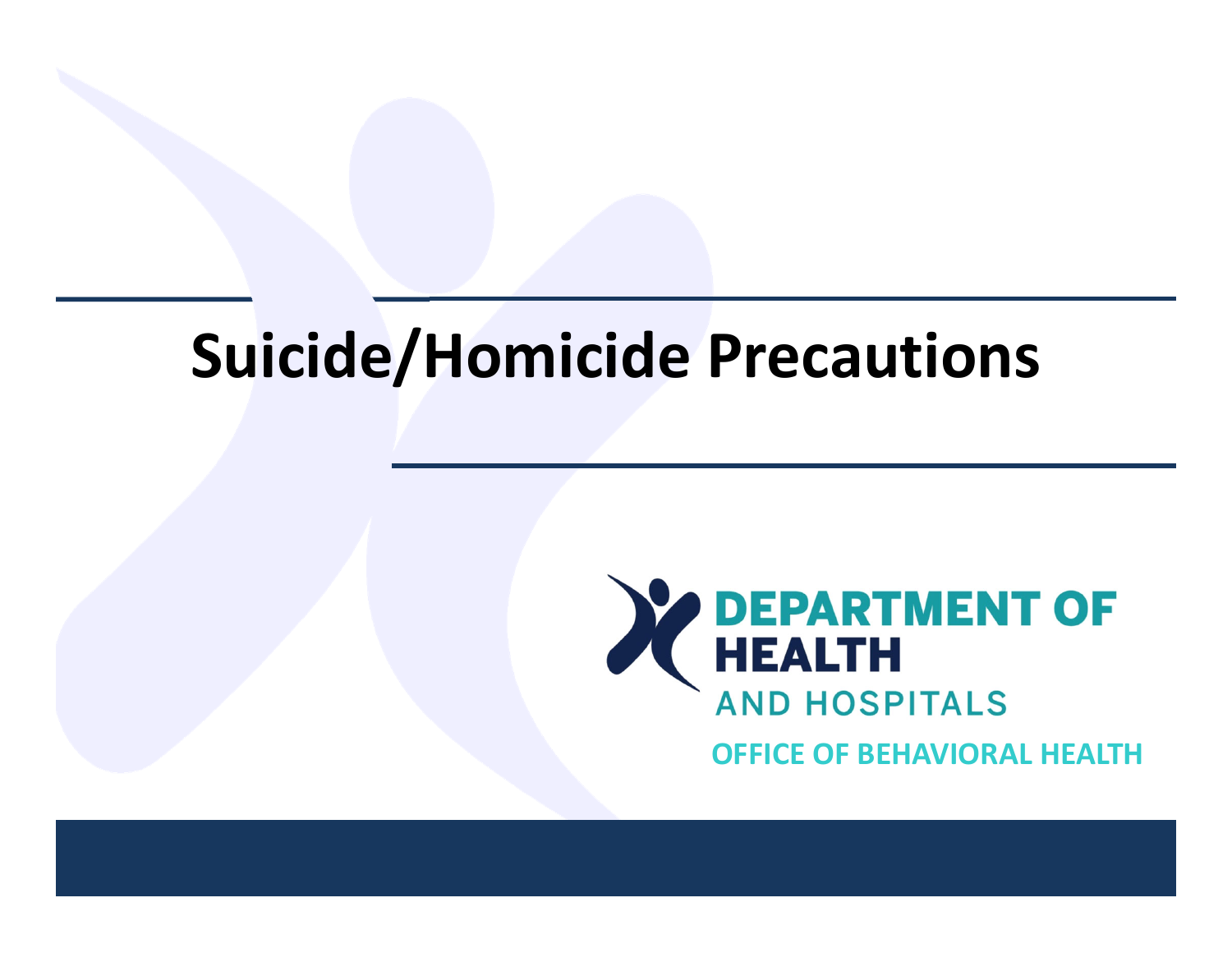# Suicide/Homicide Precautions

DEPARTMENT OF HEALTH AND HOSPITALS

OFFICE OF BEHAVIORAL HEALTH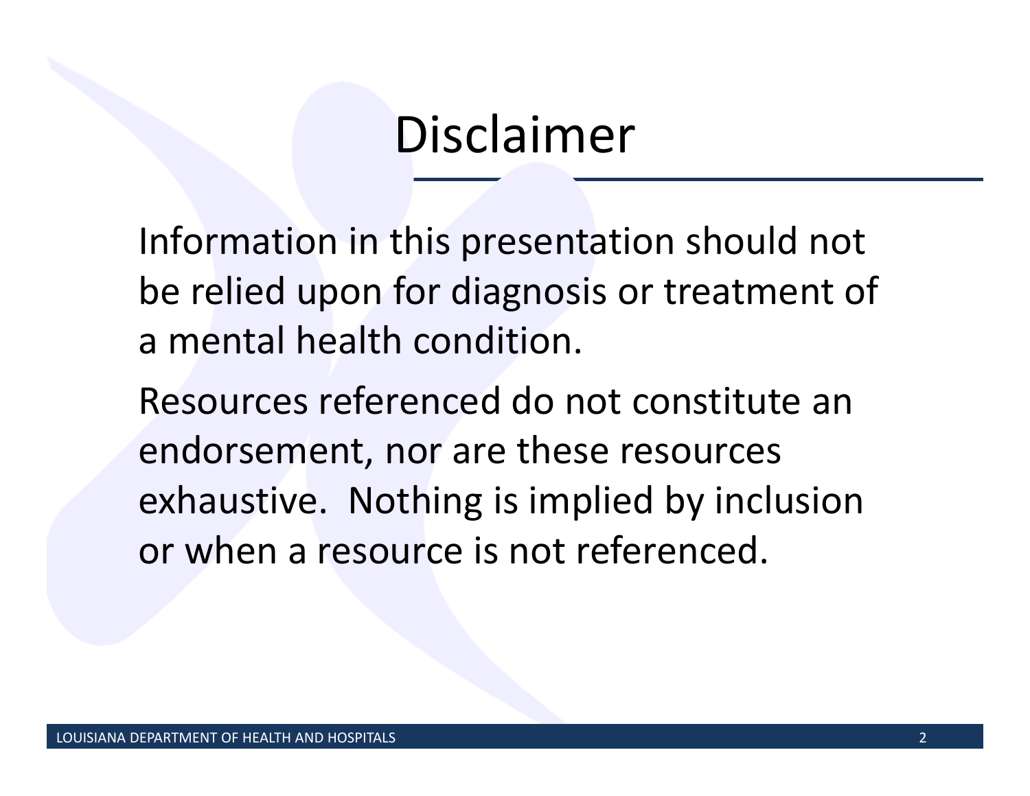# Disclaimer

Information in this presentation should not be relied upon for diagnosis or treatment of a mental health condition.

Resources referenced do not constitute an endorsement, nor are these resources exhaustive. Nothing is implied by inclusion or when a resource is not referenced.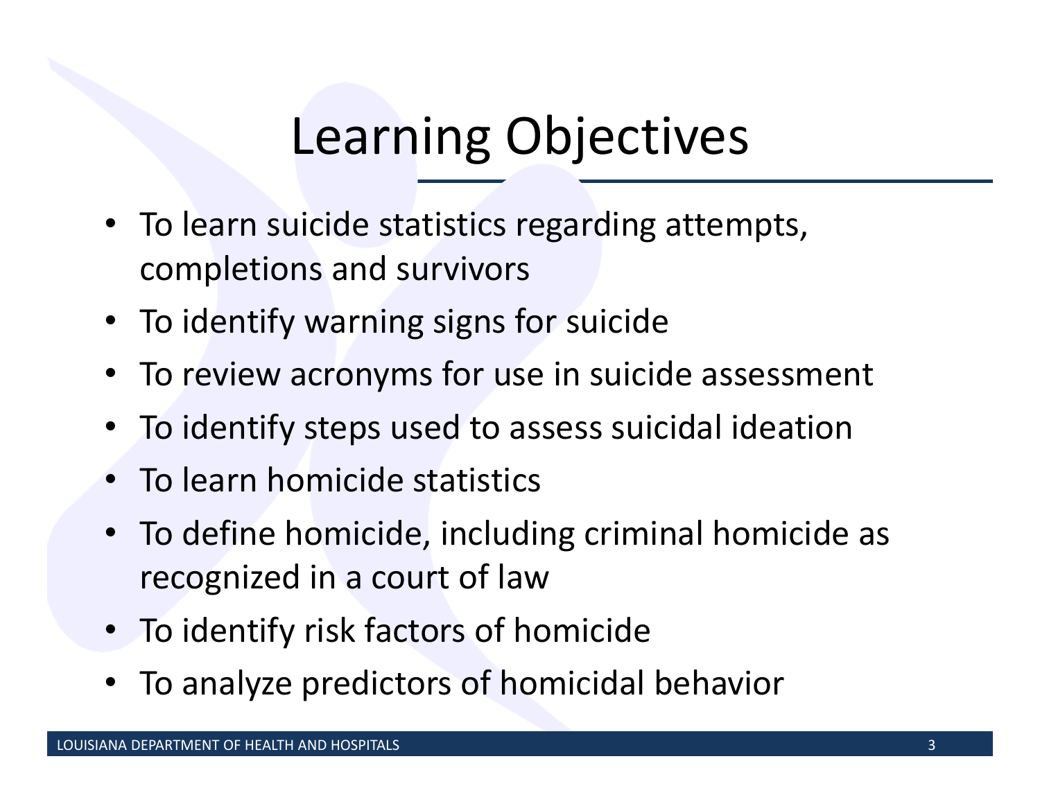# Learning Objectives

- To learn suicide statistics regarding attempts, completions and survivors
- To identify warning signs for suicide
- To review acronyms for use in suicide assessment
- To identify steps used to assess suicidal ideation
- To learn homicide statistics
- To define homicide, including criminal homicide as recognized in a court of law
- To identify risk factors of homicide
- To analyze predictors of homicidal behavior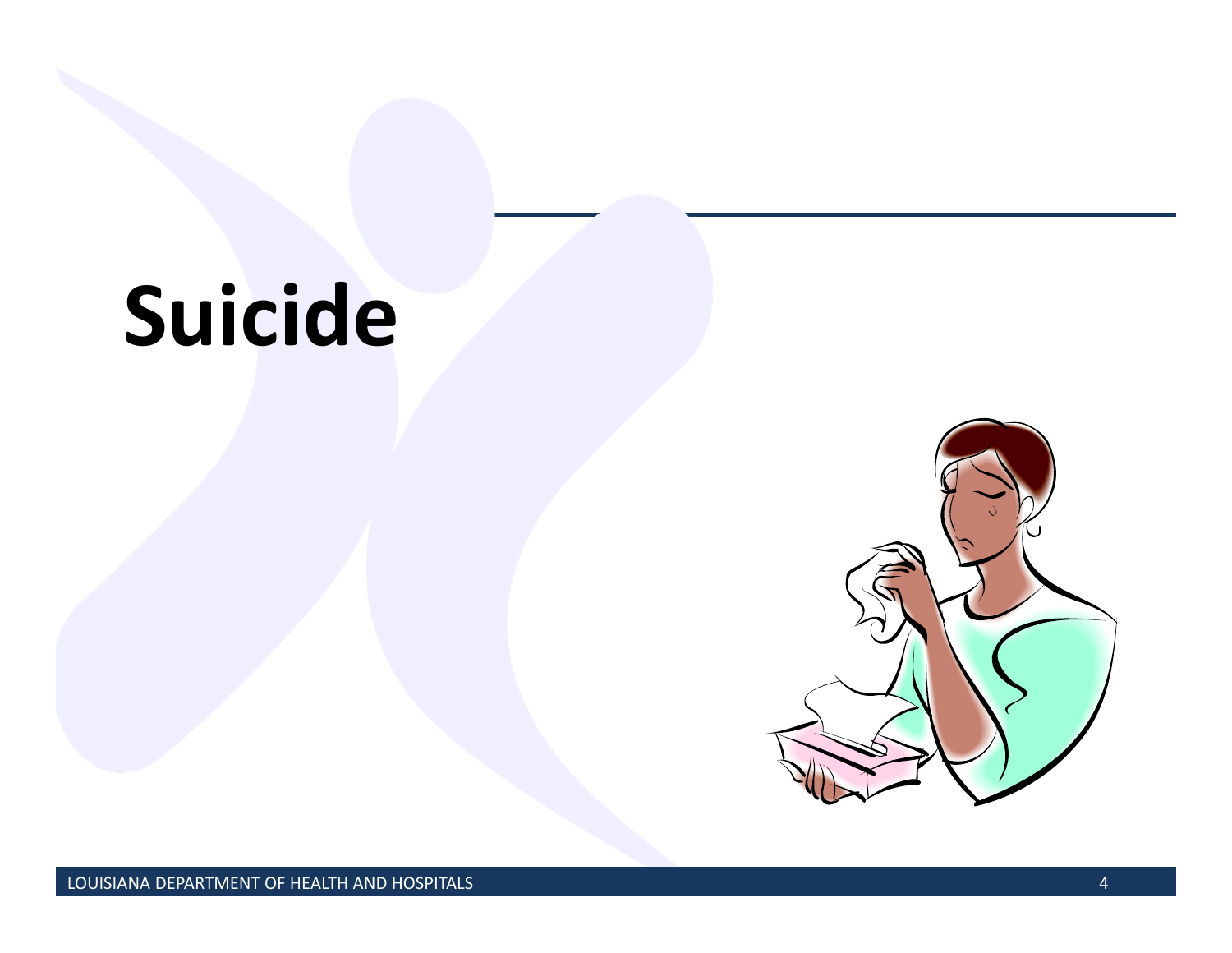# Suicide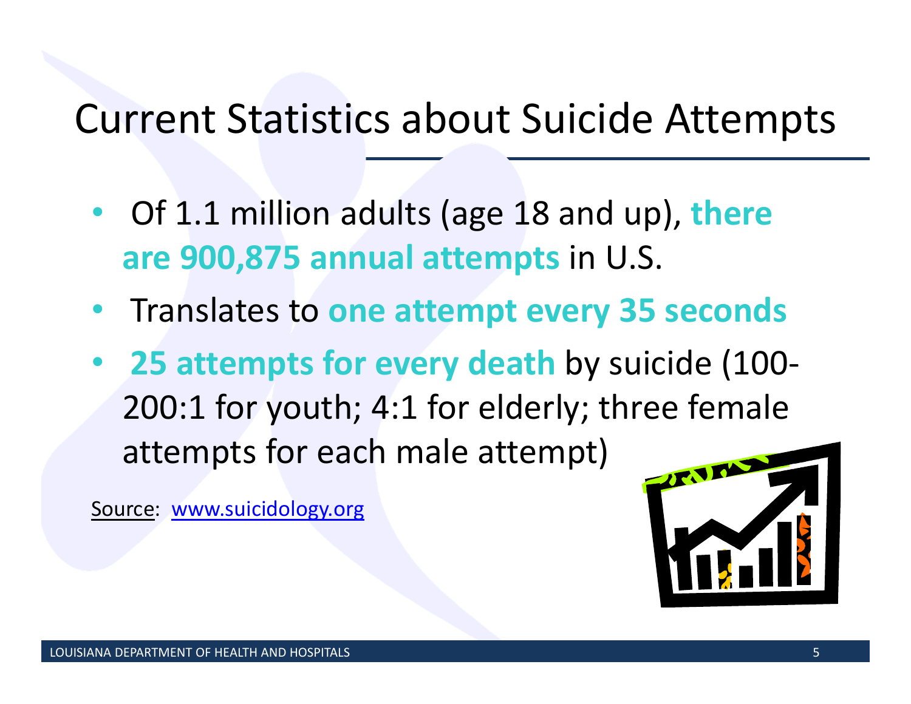# Current Statistics about Suicide Attempts

- Of 1.1 million adults (age 18 and up), **there are 900,875 annual attempts** in U.S.
- Translates to **one attempt every 35 seconds**
- **25 attempts for every death** by suicide (100-200:1 for youth; 4:1 for elderly; three female attempts for each male attempt)

Source: www.suicidology.org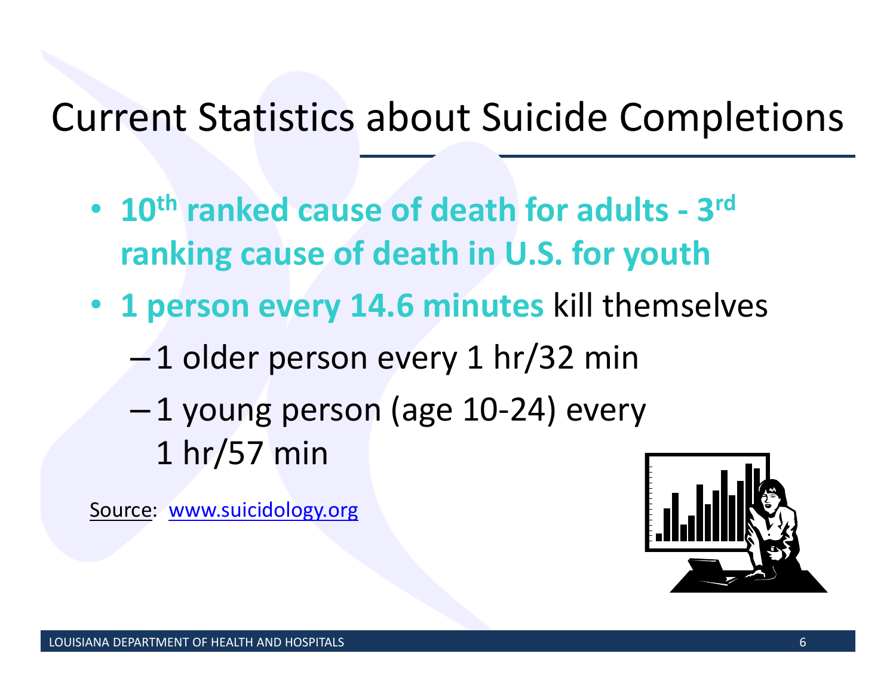# Current Statistics about Suicide Completions

- **10th ranked cause of death for adults - 3rd ranking cause of death in U.S. for youth**
- **1 person every 14.6 minutes** kill themselves
  - 1 older person every 1 hr/32 min
  - 1 young person (age 10-24) every 1 hr/57 min

Source: www.suicidology.org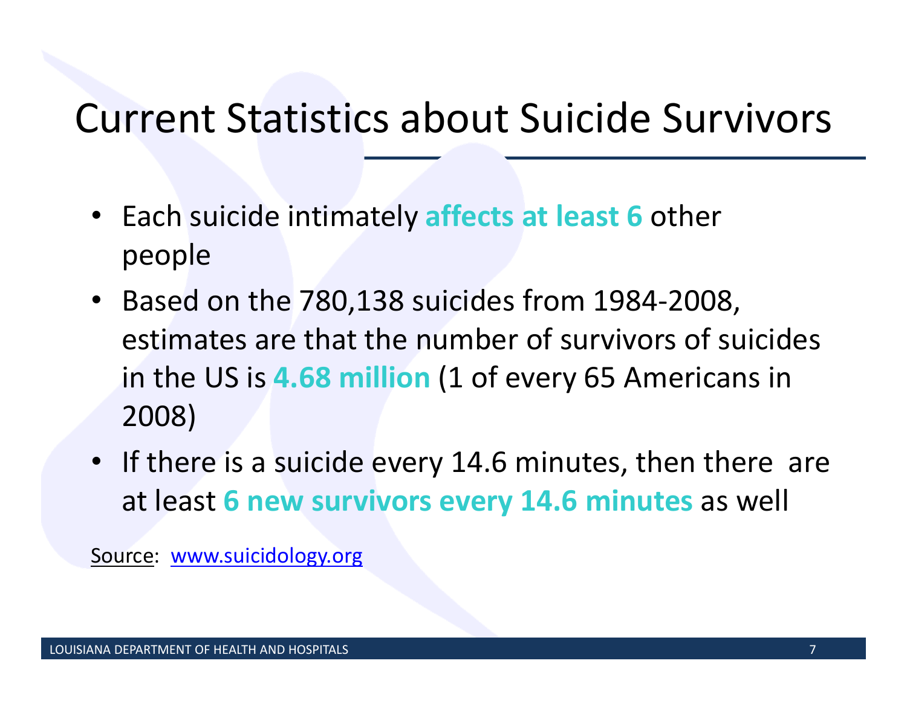# Current Statistics about Suicide Survivors

- Each suicide intimately **affects at least 6** other people
- Based on the 780,138 suicides from 1984-2008, estimates are that the number of survivors of suicides in the US is **4.68 million** (1 of every 65 Americans in 2008)
- If there is a suicide every 14.6 minutes, then there are at least **6 new survivors every 14.6 minutes** as well

Source: www.suicidology.org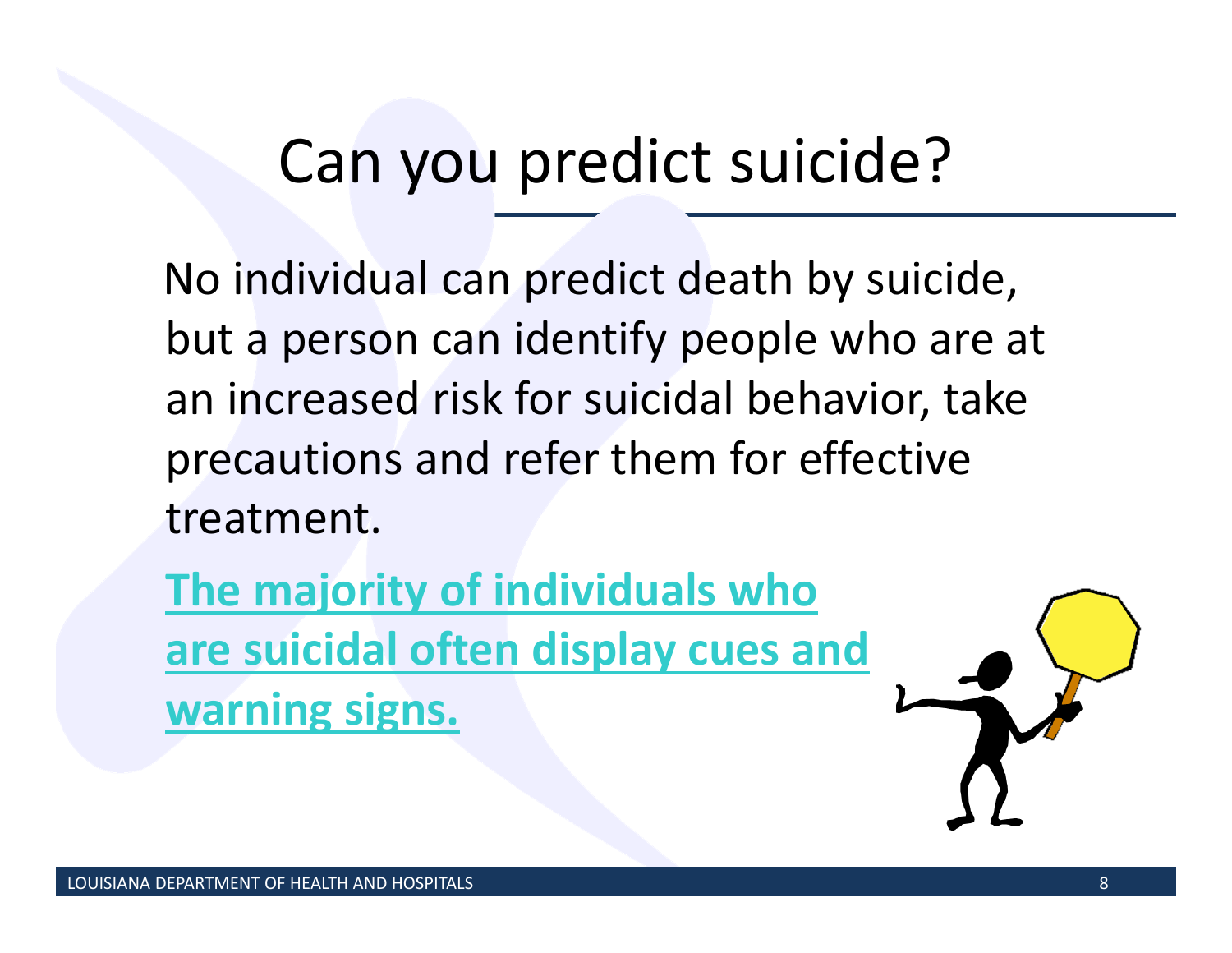# Can you predict suicide?

No individual can predict death by suicide, but a person can identify people who are at an increased risk for suicidal behavior, take precautions and refer them for effective treatment.

**The majority of individuals who are suicidal often display cues and warning signs.**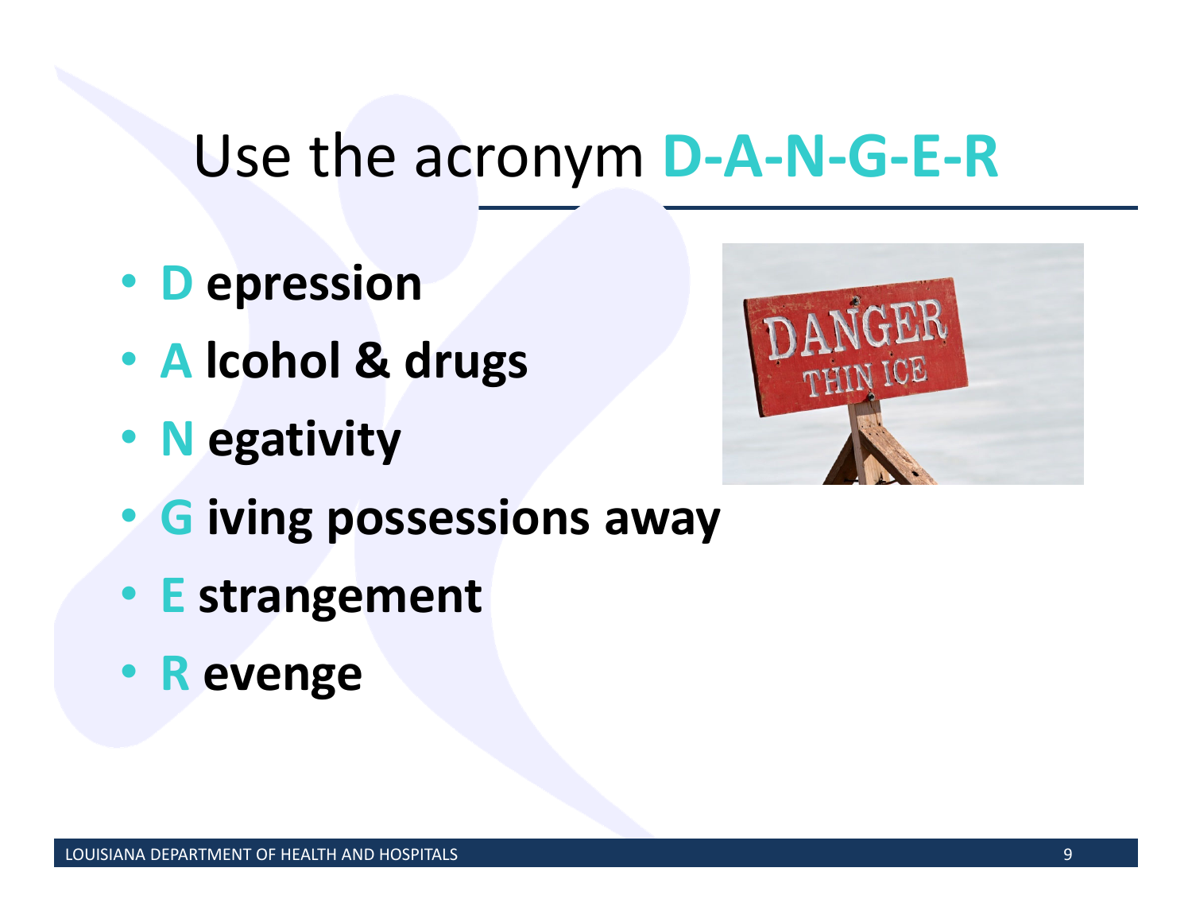# Use the acronym D-A-N-G-E-R

- **D epression**
- **A lcohol & drugs**
- **N egativity**
- **G iving possessions away**
- **E strangement**
- **R evenge**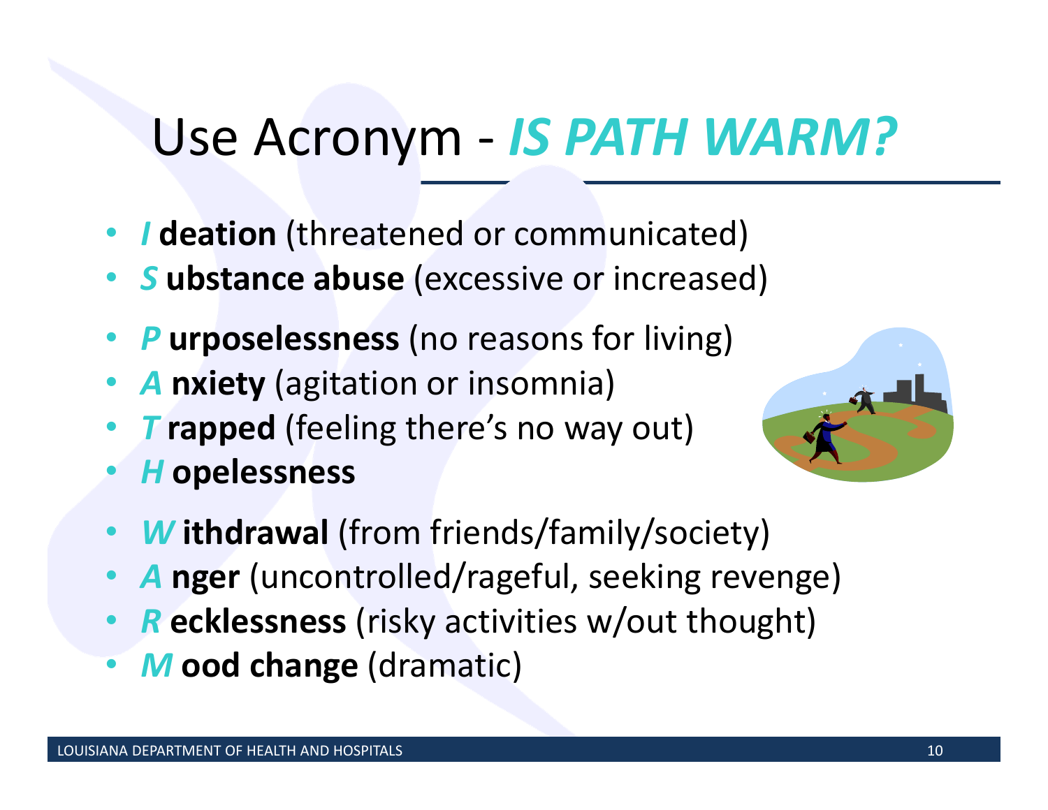# Use Acronym - *IS PATH WARM?*

- ***I*** **deation** (threatened or communicated)
- ***S*** **ubstance abuse** (excessive or increased)
- ***P*** **urposelessness** (no reasons for living)
- ***A*** **nxiety** (agitation or insomnia)
- ***T*** **rapped** (feeling there's no way out)
- ***H*** **opelessness**
- ***W*** **ithdrawal** (from friends/family/society)
- ***A*** **nger** (uncontrolled/rageful, seeking revenge)
- ***R*** **ecklessness** (risky activities w/out thought)
- ***M*** **ood change** (dramatic)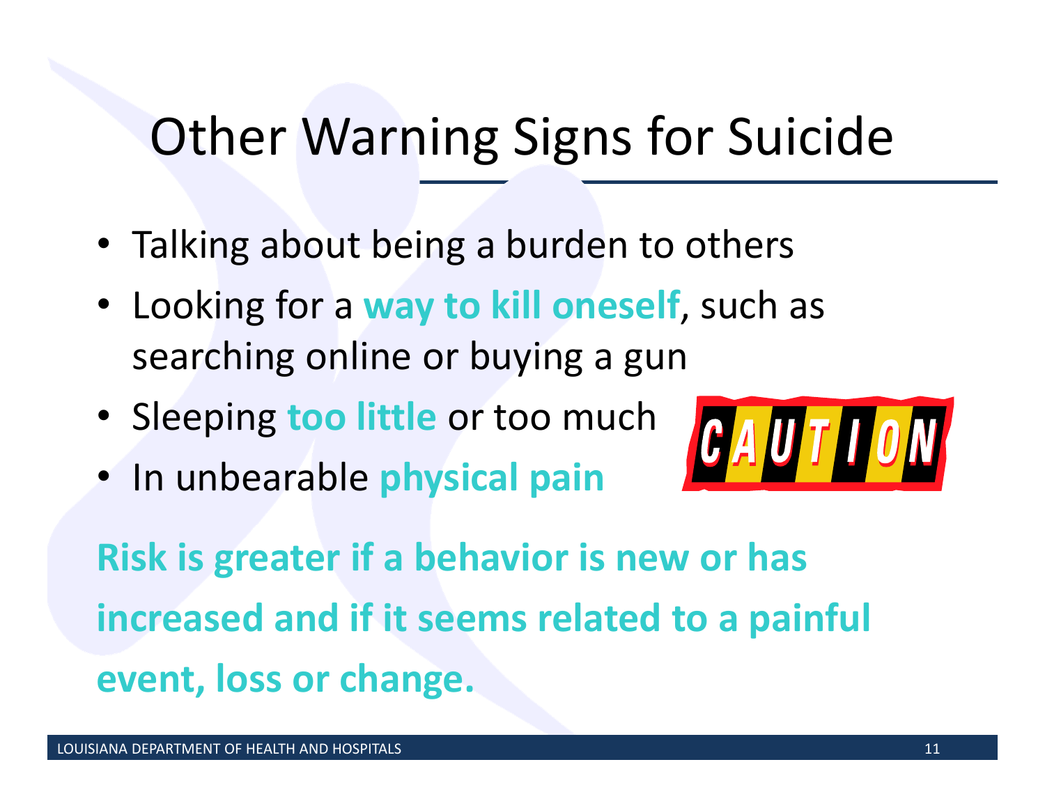# Other Warning Signs for Suicide

- Talking about being a burden to others
- Looking for a **way to kill oneself**, such as searching online or buying a gun
- Sleeping **too little** or too much
- In unbearable **physical pain**

**Risk is greater if a behavior is new or has increased and if it seems related to a painful event, loss or change.**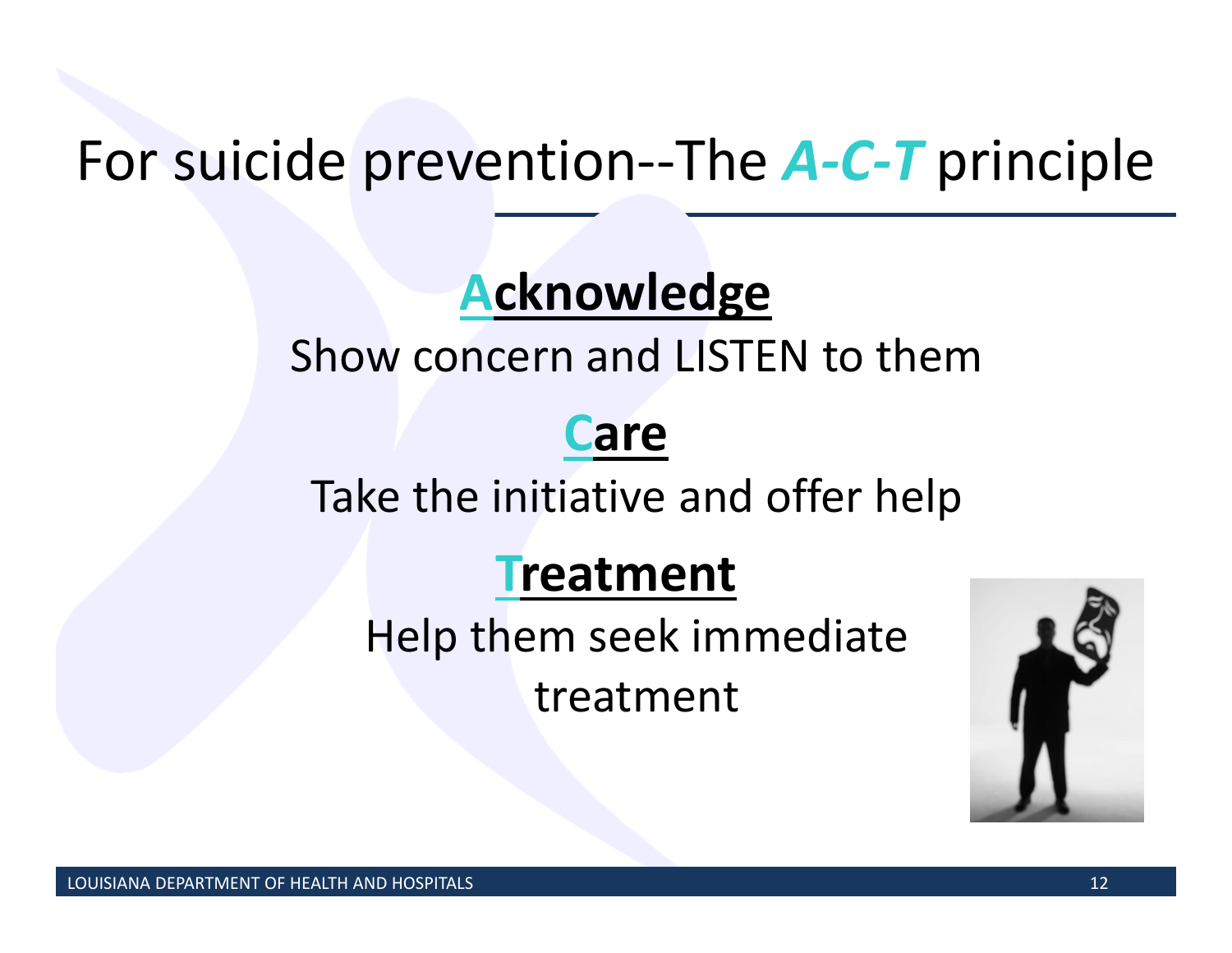# For suicide prevention--The *A-C-T* principle

## Acknowledge

Show concern and LISTEN to them

## Care

Take the initiative and offer help

## Treatment

Help them seek immediate treatment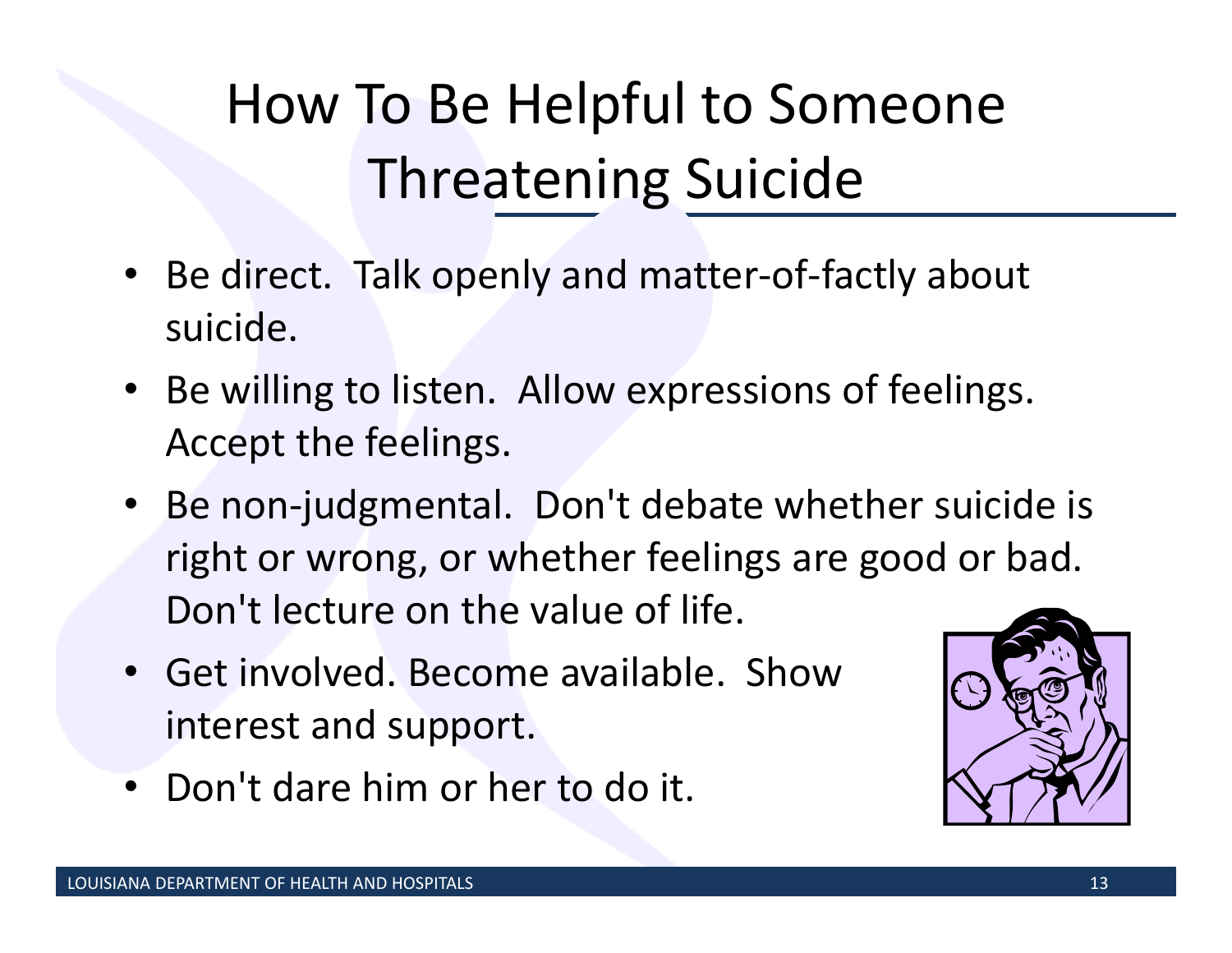# How To Be Helpful to Someone Threatening Suicide

- Be direct. Talk openly and matter-of-factly about suicide.
- Be willing to listen. Allow expressions of feelings. Accept the feelings.
- Be non-judgmental. Don't debate whether suicide is right or wrong, or whether feelings are good or bad. Don't lecture on the value of life.
- Get involved. Become available. Show interest and support.
- Don't dare him or her to do it.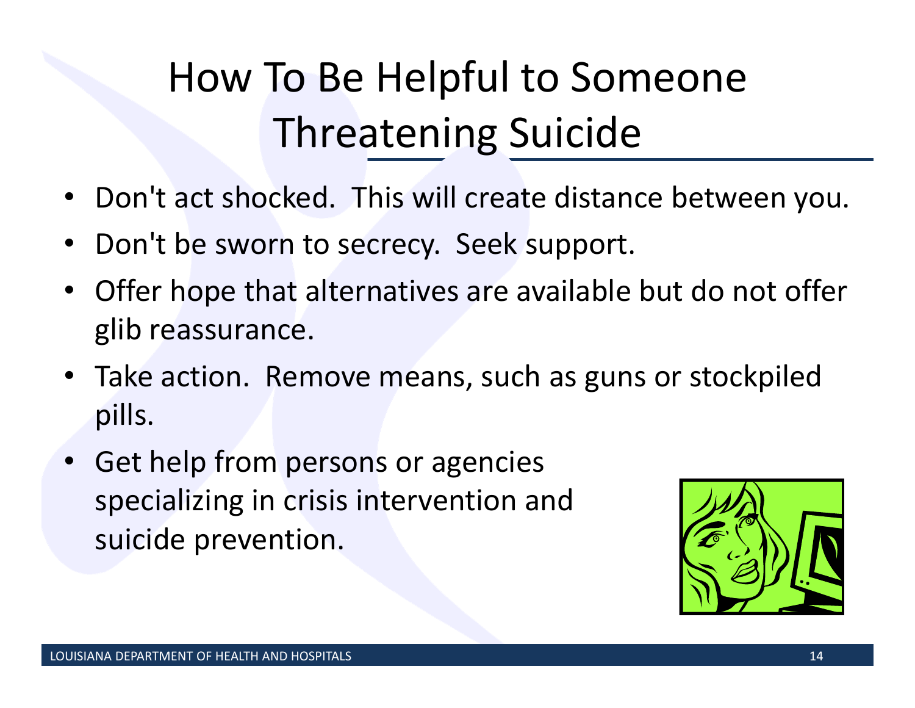# How To Be Helpful to Someone Threatening Suicide

- Don't act shocked. This will create distance between you.
- Don't be sworn to secrecy. Seek support.
- Offer hope that alternatives are available but do not offer glib reassurance.
- Take action. Remove means, such as guns or stockpiled pills.
- Get help from persons or agencies specializing in crisis intervention and suicide prevention.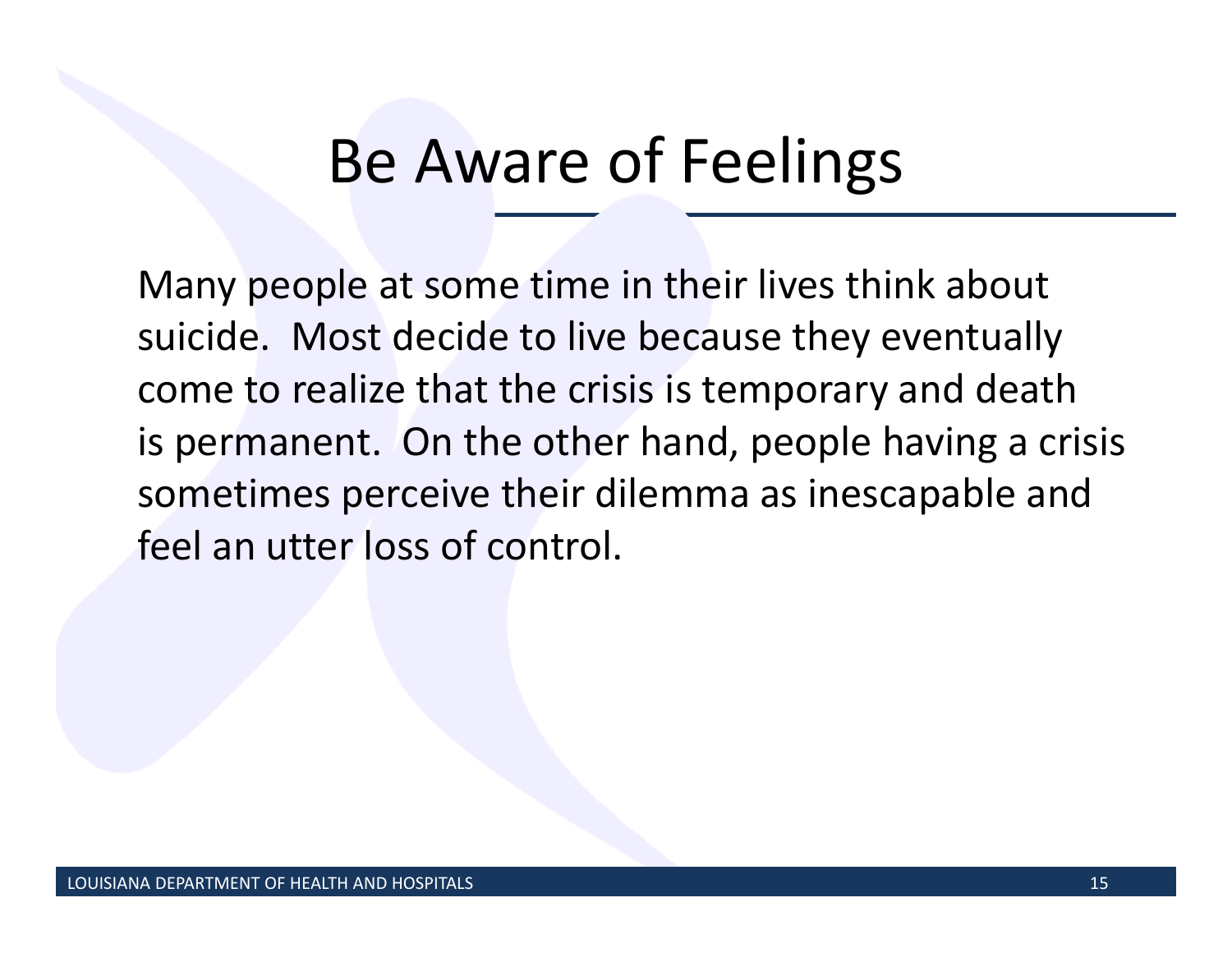# Be Aware of Feelings

Many people at some time in their lives think about suicide. Most decide to live because they eventually come to realize that the crisis is temporary and death is permanent. On the other hand, people having a crisis sometimes perceive their dilemma as inescapable and feel an utter loss of control.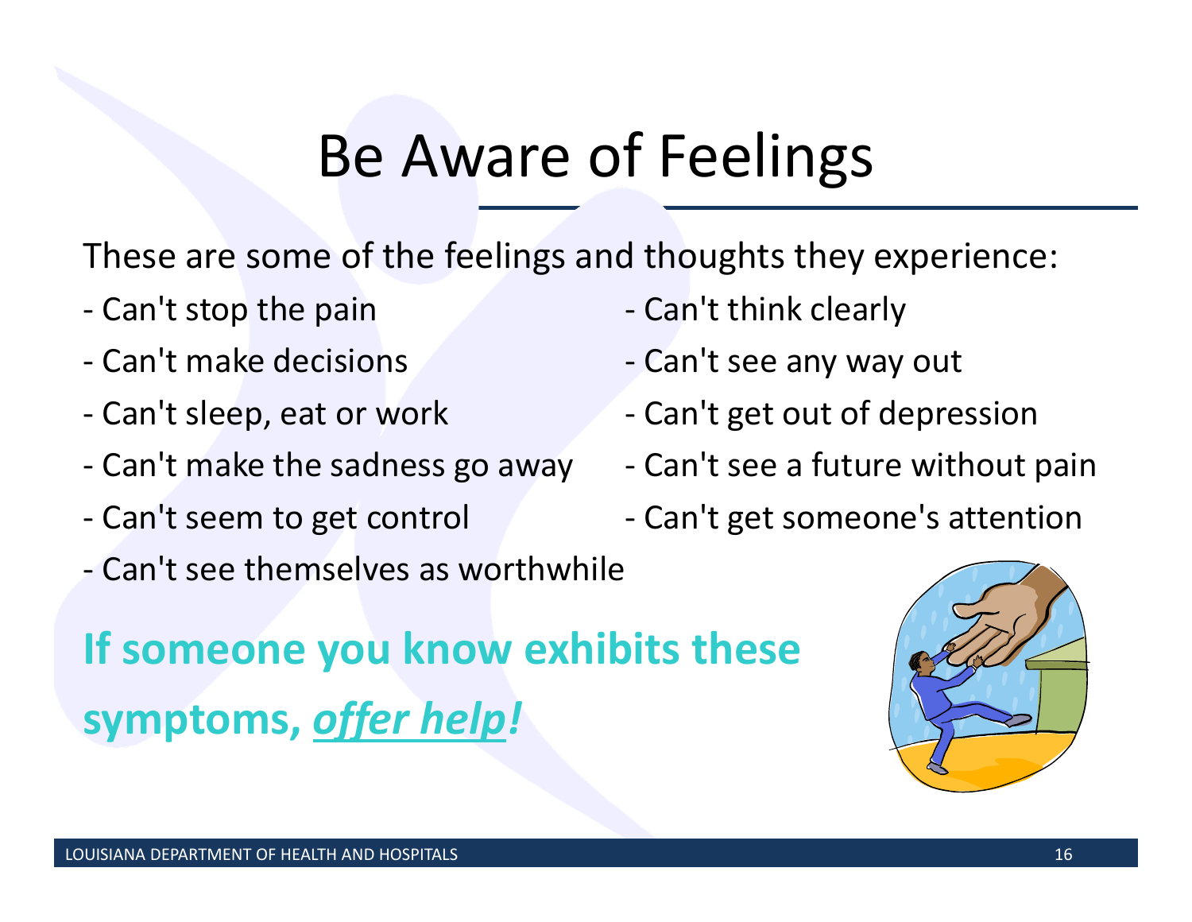# Be Aware of Feelings

These are some of the feelings and thoughts they experience:

- Can't stop the pain
- Can't make decisions
- Can't sleep, eat or work
- Can't make the sadness go away
- Can't seem to get control
- Can't see themselves as worthwhile
- Can't think clearly
- Can't see any way out
- Can't get out of depression
- Can't see a future without pain
- Can't get someone's attention

**If someone you know exhibits these symptoms, *offer help!***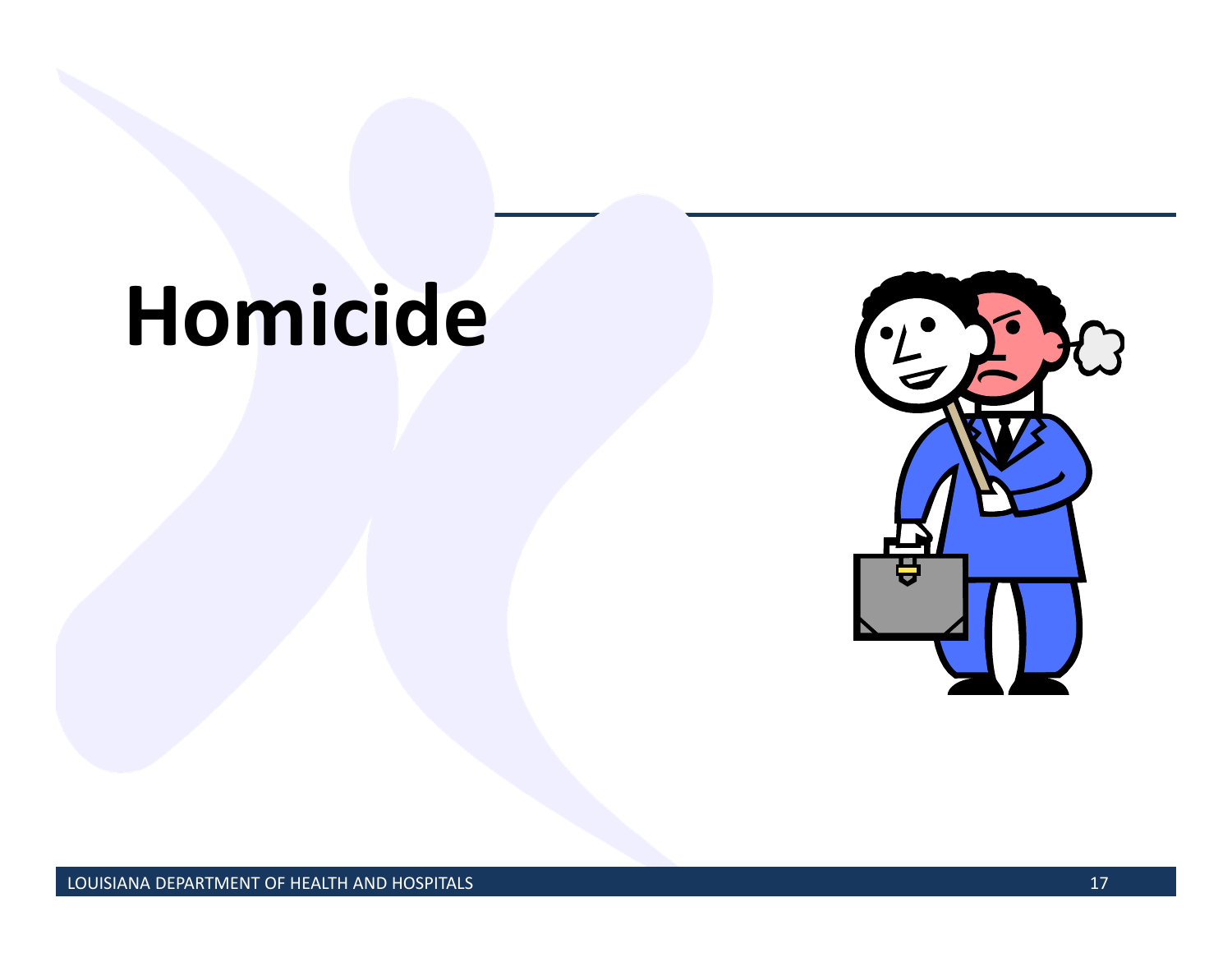# Homicide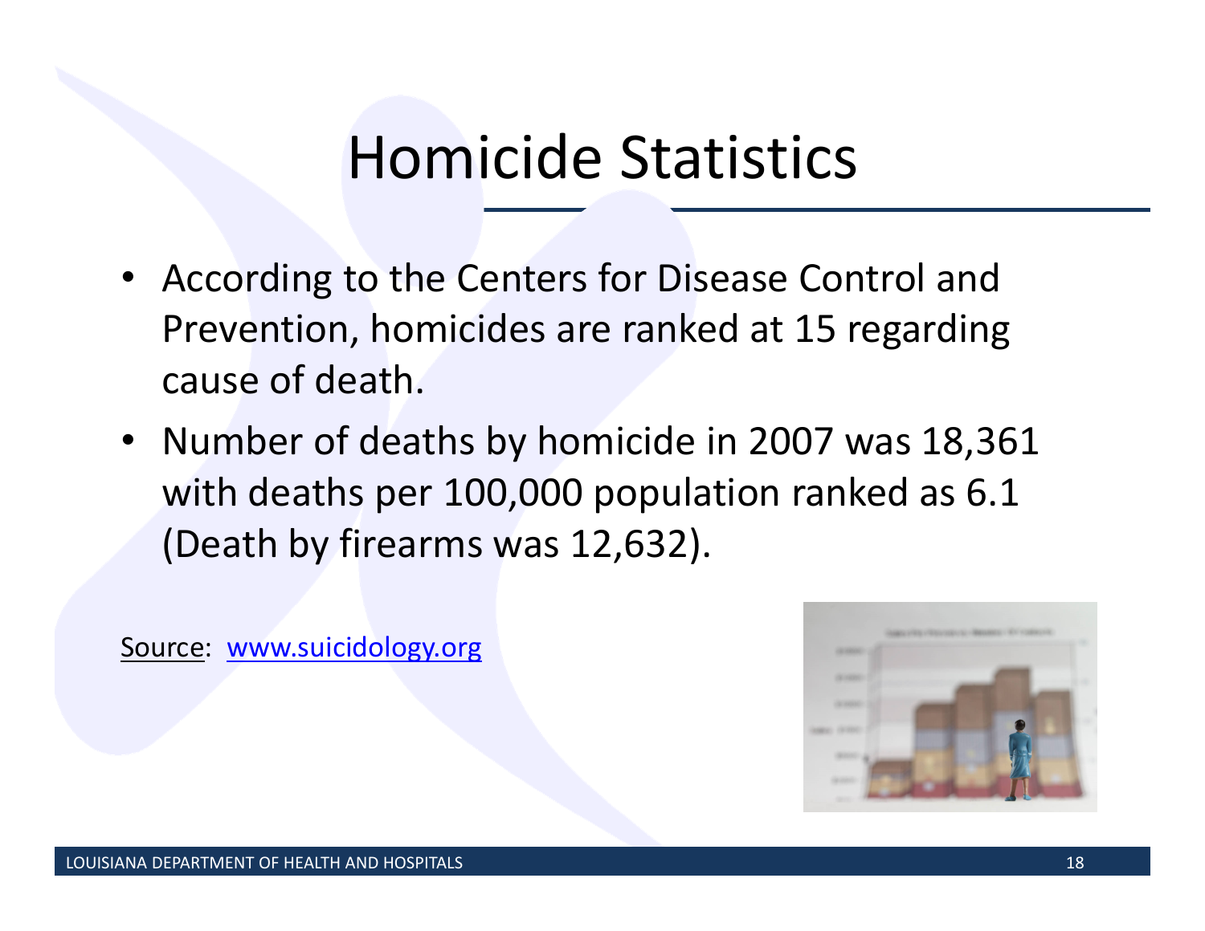# Homicide Statistics

- According to the Centers for Disease Control and Prevention, homicides are ranked at 15 regarding cause of death.
- Number of deaths by homicide in 2007 was 18,361 with deaths per 100,000 population ranked as 6.1 (Death by firearms was 12,632).

Source: www.suicidology.org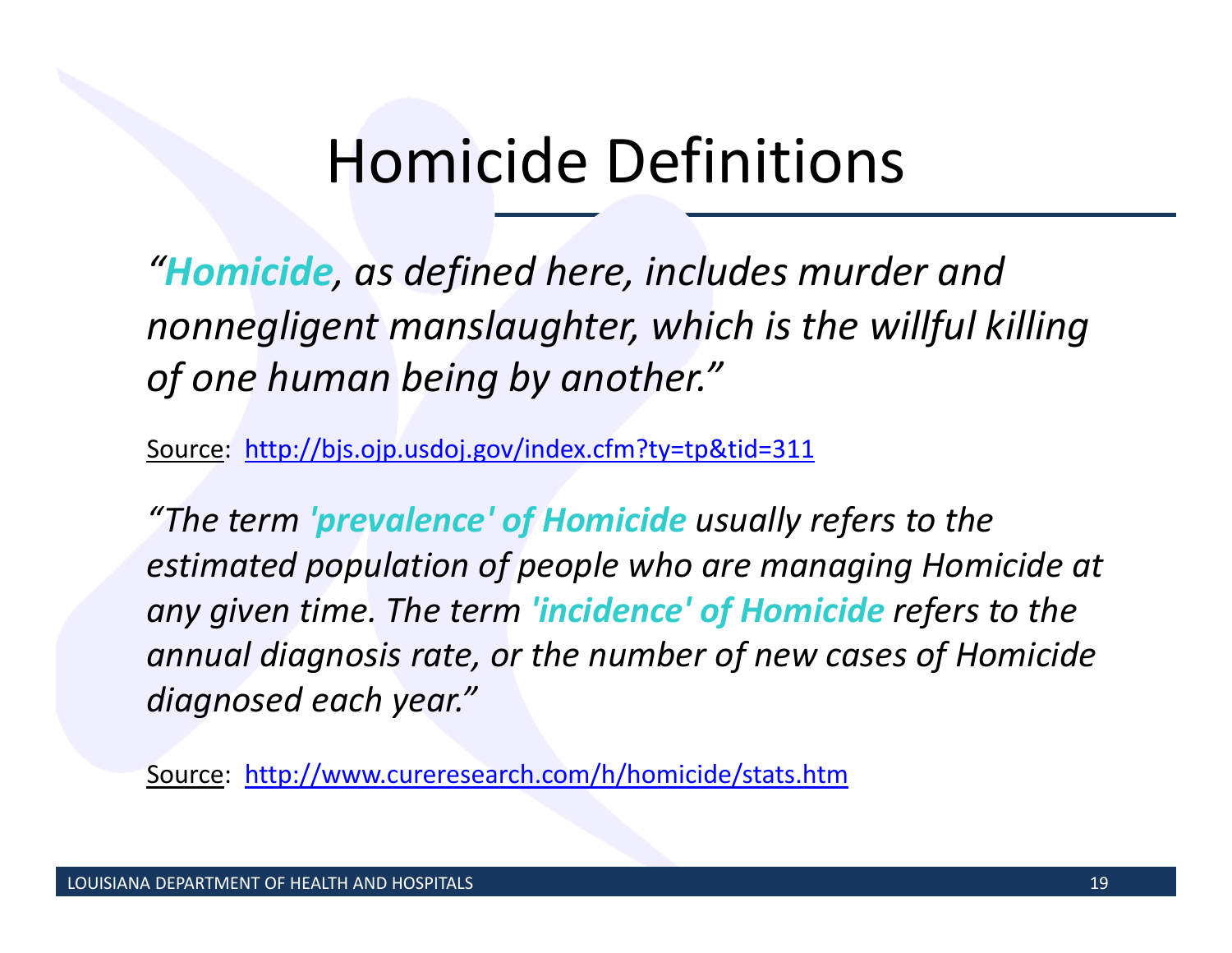# Homicide Definitions

*"**Homicide**, as defined here, includes murder and nonnegligent manslaughter, which is the willful killing of one human being by another."*

Source: http://bjs.ojp.usdoj.gov/index.cfm?ty=tp&tid=311

*"The term **'prevalence' of Homicide** usually refers to the estimated population of people who are managing Homicide at any given time. The term **'incidence' of Homicide** refers to the annual diagnosis rate, or the number of new cases of Homicide diagnosed each year."*

Source: http://www.cureresearch.com/h/homicide/stats.htm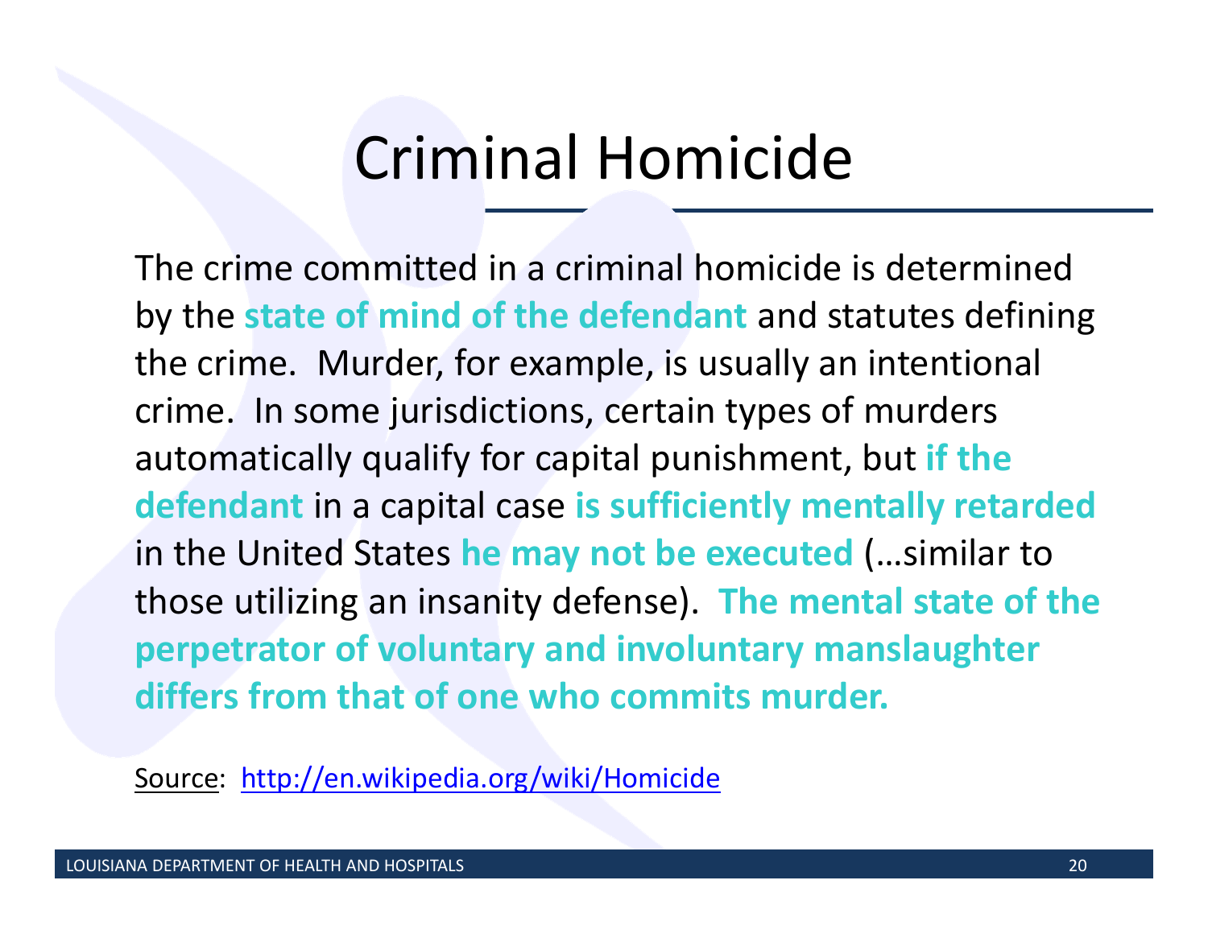# Criminal Homicide

The crime committed in a criminal homicide is determined by the **state of mind of the defendant** and statutes defining the crime. Murder, for example, is usually an intentional crime. In some jurisdictions, certain types of murders automatically qualify for capital punishment, but **if the defendant** in a capital case **is sufficiently mentally retarded** in the United States **he may not be executed** (…similar to those utilizing an insanity defense). **The mental state of the perpetrator of voluntary and involuntary manslaughter differs from that of one who commits murder.**

Source: [http://en.wikipedia.org/wiki/Homicide](http://en.wikipedia.org/wiki/Homicide)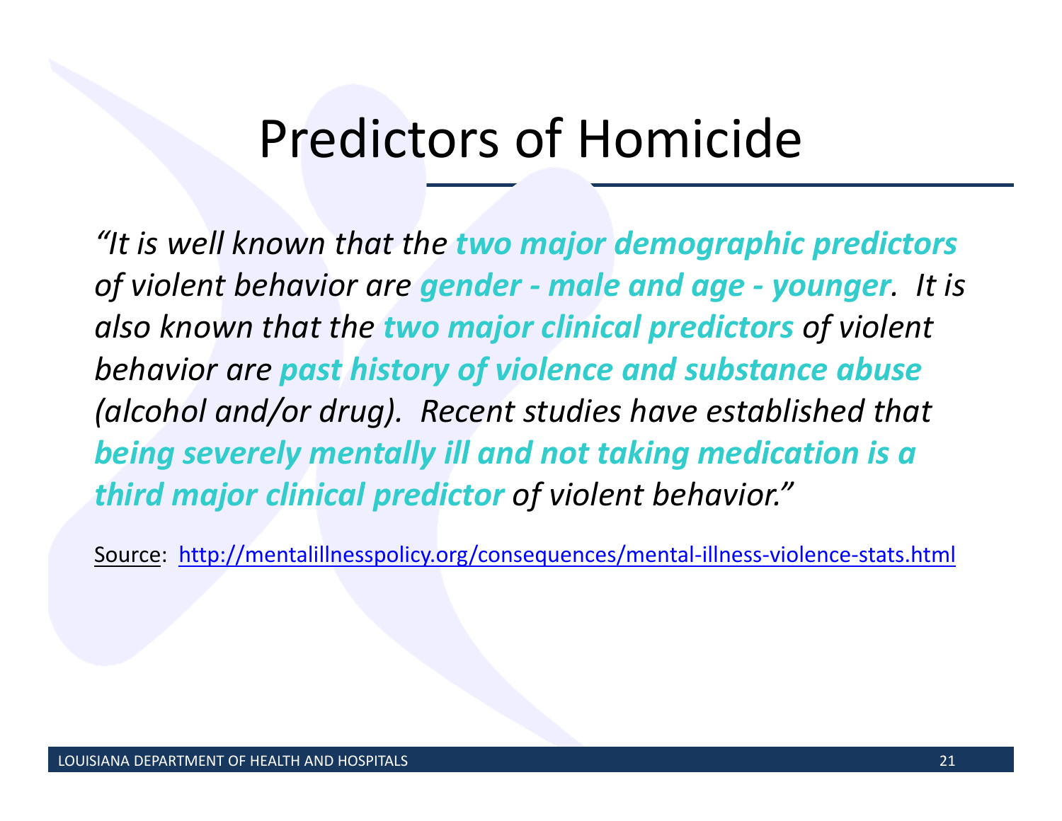# Predictors of Homicide

*"It is well known that the* ***two major demographic predictors*** *of violent behavior are* ***gender - male and age - younger****. It is also known that the* ***two major clinical predictors*** *of violent behavior are* ***past history of violence and substance abuse*** *(alcohol and/or drug). Recent studies have established that* ***being severely mentally ill and not taking medication is a third major clinical predictor*** *of violent behavior."*

Source: http://mentalillnesspolicy.org/consequences/mental-illness-violence-stats.html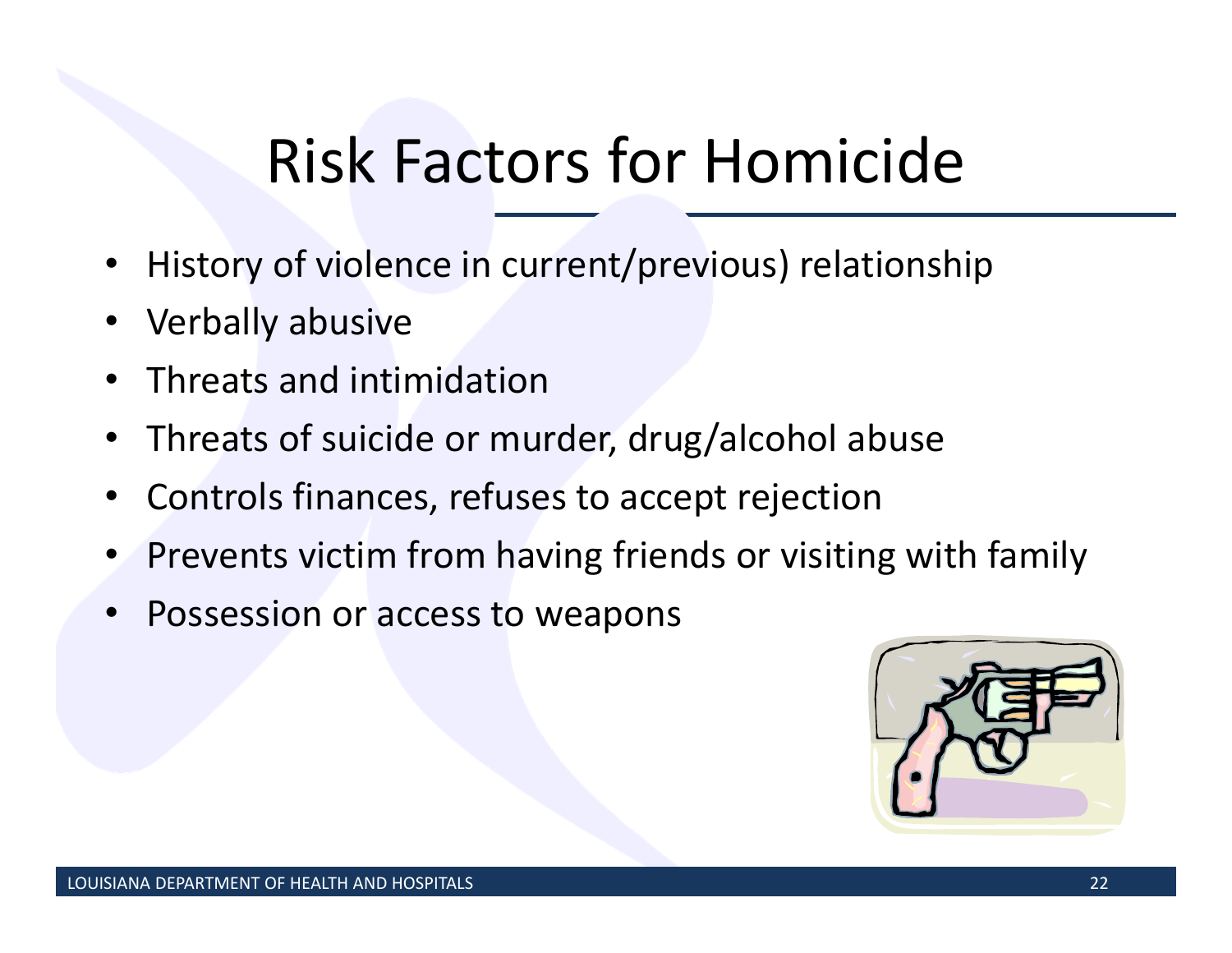# Risk Factors for Homicide

- History of violence in current/previous) relationship
- Verbally abusive
- Threats and intimidation
- Threats of suicide or murder, drug/alcohol abuse
- Controls finances, refuses to accept rejection
- Prevents victim from having friends or visiting with family
- Possession or access to weapons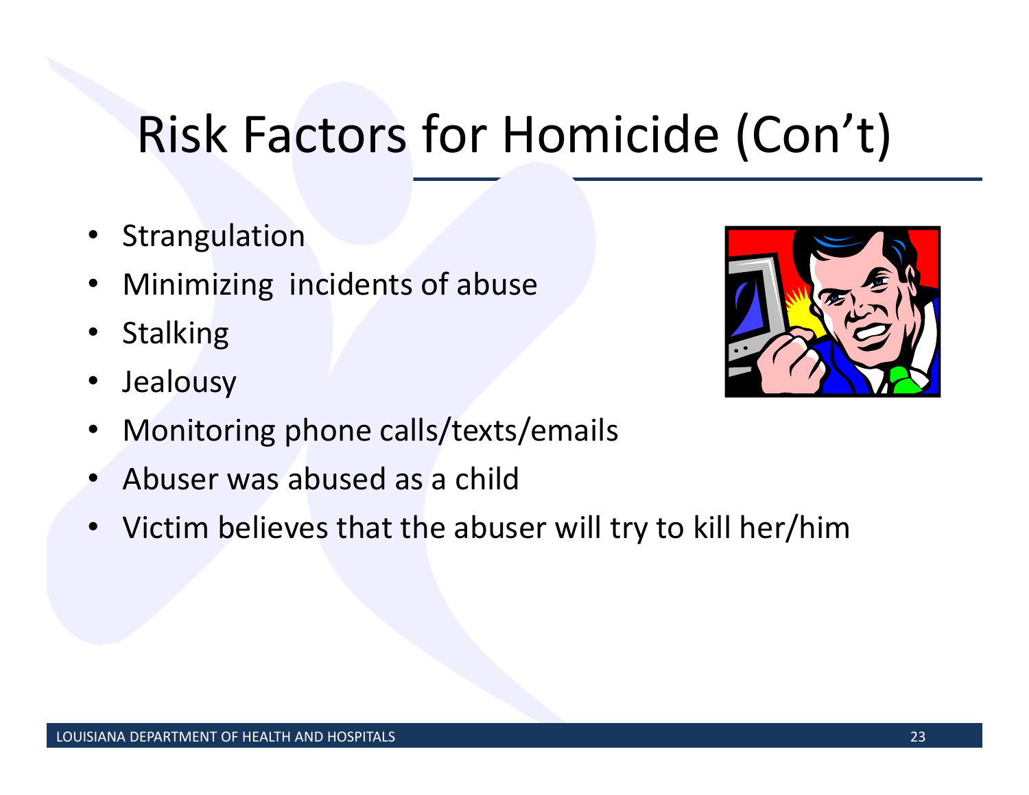# Risk Factors for Homicide (Con't)

- Strangulation
- Minimizing  incidents of abuse
- Stalking
- Jealousy
- Monitoring phone calls/texts/emails
- Abuser was abused as a child
- Victim believes that the abuser will try to kill her/him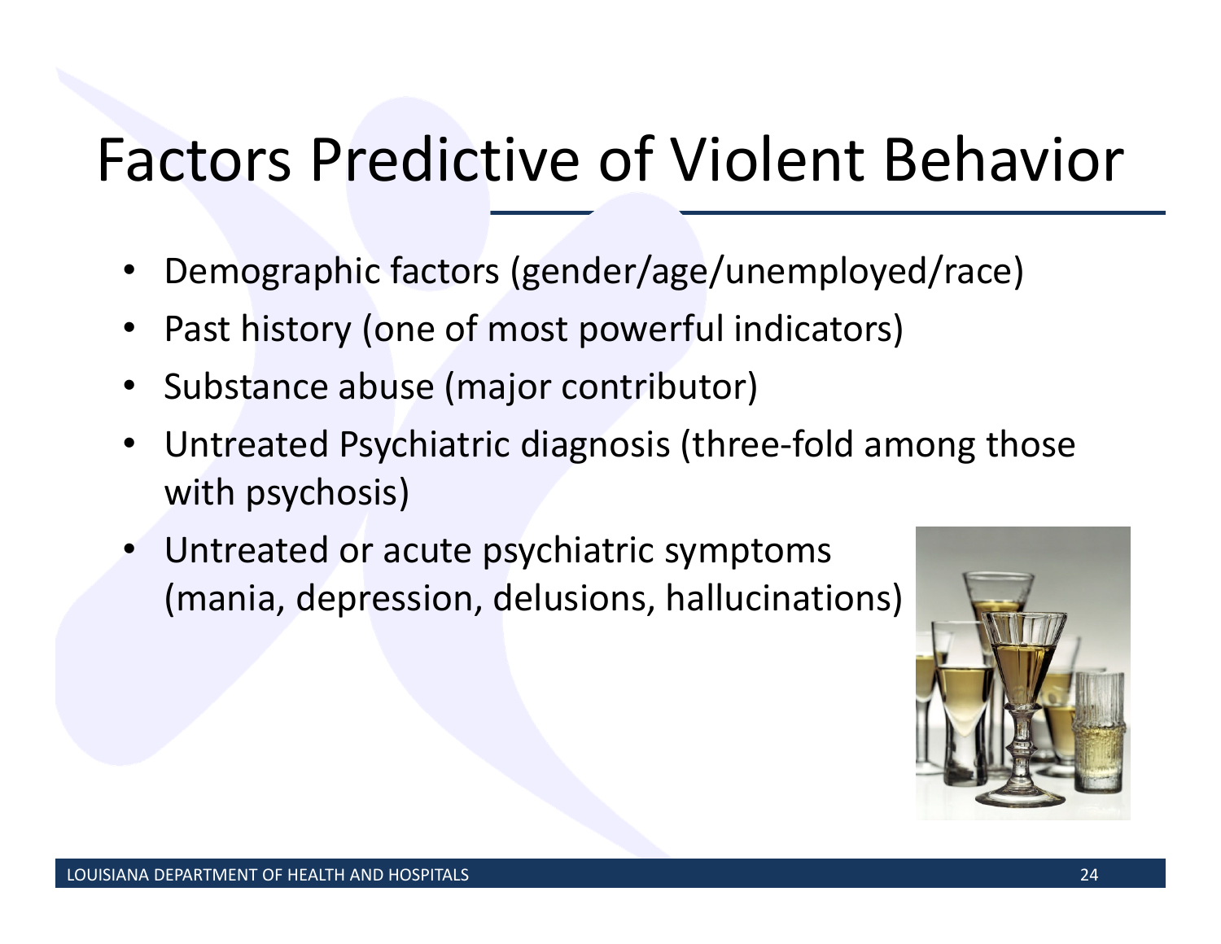# Factors Predictive of Violent Behavior

- Demographic factors (gender/age/unemployed/race)
- Past history (one of most powerful indicators)
- Substance abuse (major contributor)
- Untreated Psychiatric diagnosis (three-fold among those with psychosis)
- Untreated or acute psychiatric symptoms (mania, depression, delusions, hallucinations)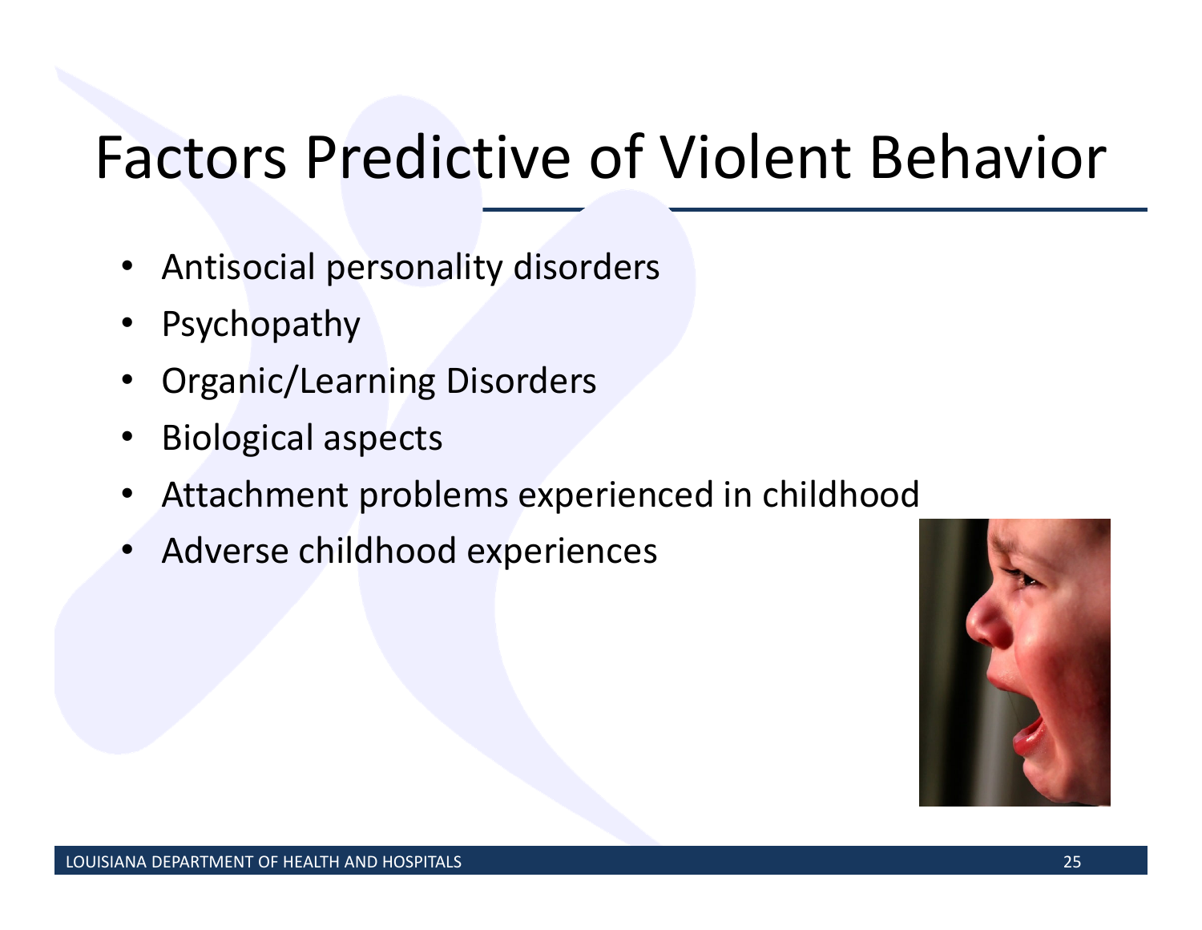# Factors Predictive of Violent Behavior

- Antisocial personality disorders
- Psychopathy
- Organic/Learning Disorders
- Biological aspects
- Attachment problems experienced in childhood
- Adverse childhood experiences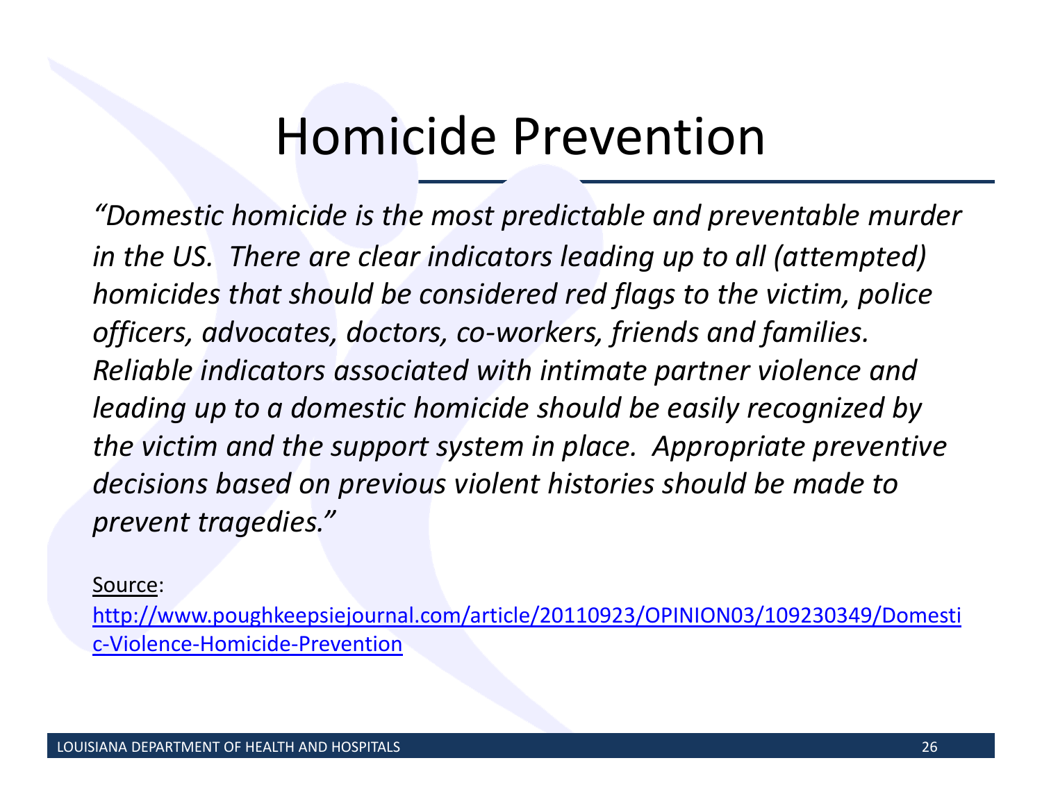# Homicide Prevention

*"Domestic homicide is the most predictable and preventable murder in the US. There are clear indicators leading up to all (attempted) homicides that should be considered red flags to the victim, police officers, advocates, doctors, co-workers, friends and families. Reliable indicators associated with intimate partner violence and leading up to a domestic homicide should be easily recognized by the victim and the support system in place. Appropriate preventive decisions based on previous violent histories should be made to prevent tragedies."*

Source:

http://www.poughkeepsiejournal.com/article/20110923/OPINION03/109230349/Domestic-Violence-Homicide-Prevention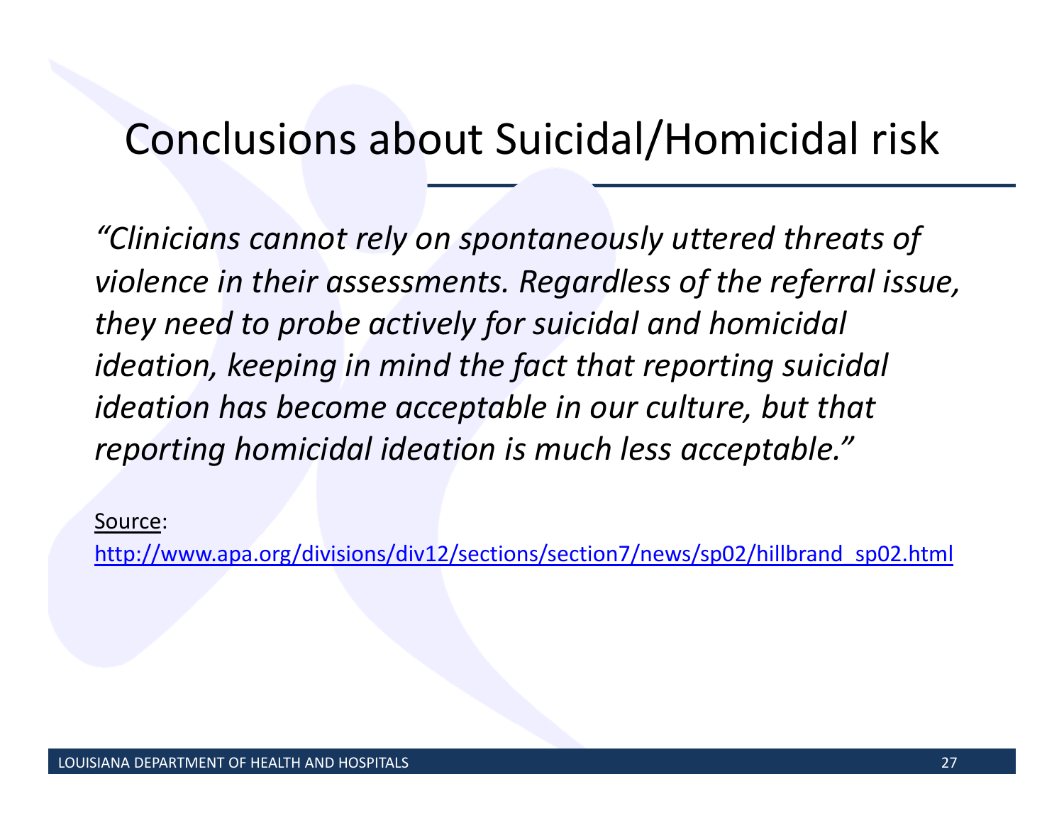# Conclusions about Suicidal/Homicidal risk

*"Clinicians cannot rely on spontaneously uttered threats of violence in their assessments. Regardless of the referral issue, they need to probe actively for suicidal and homicidal ideation, keeping in mind the fact that reporting suicidal ideation has become acceptable in our culture, but that reporting homicidal ideation is much less acceptable."*

Source:
http://www.apa.org/divisions/div12/sections/section7/news/sp02/hillbrand_sp02.html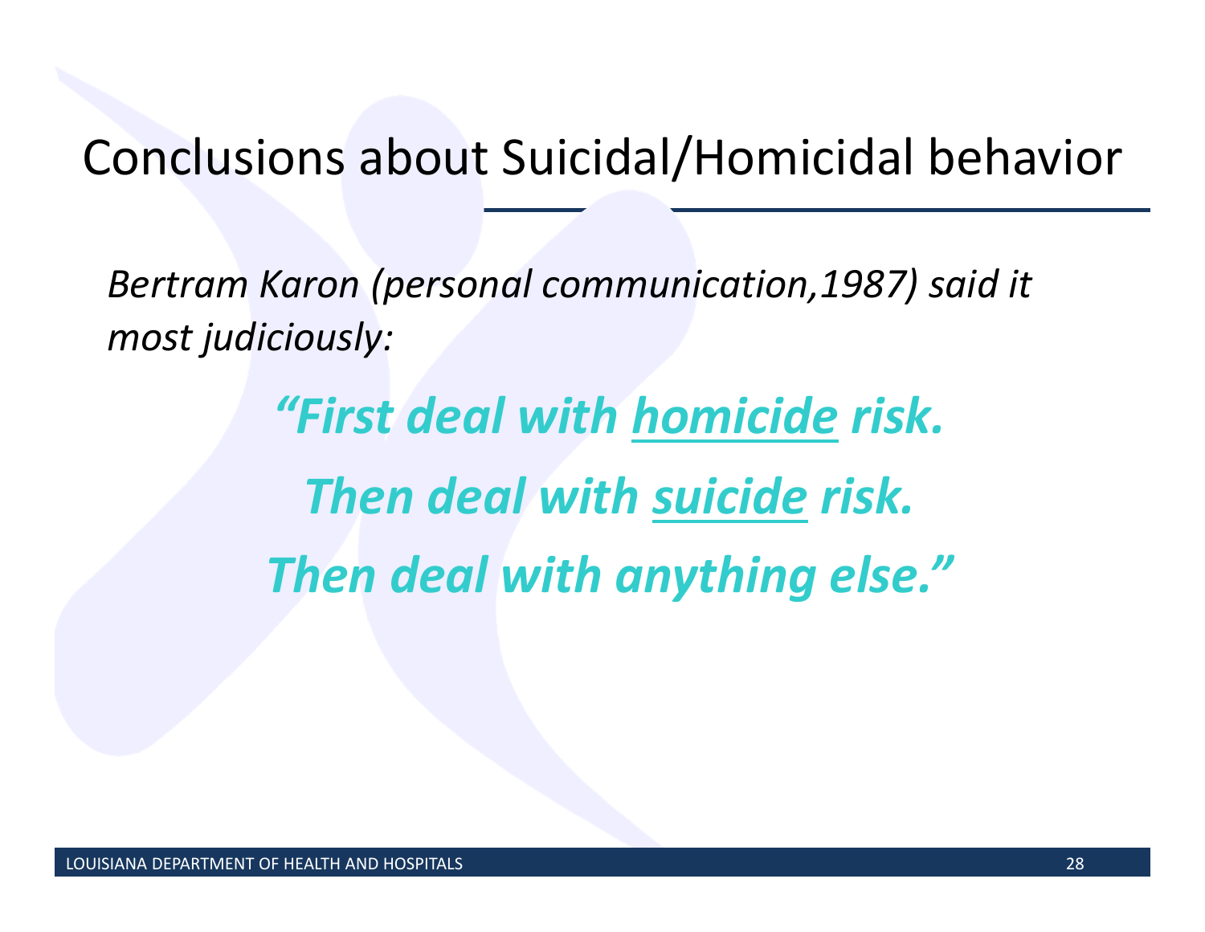# Conclusions about Suicidal/Homicidal behavior

*Bertram Karon (personal communication,1987) said it most judiciously:*

***"First deal with homicide risk.***

***Then deal with suicide risk.***

***Then deal with anything else."***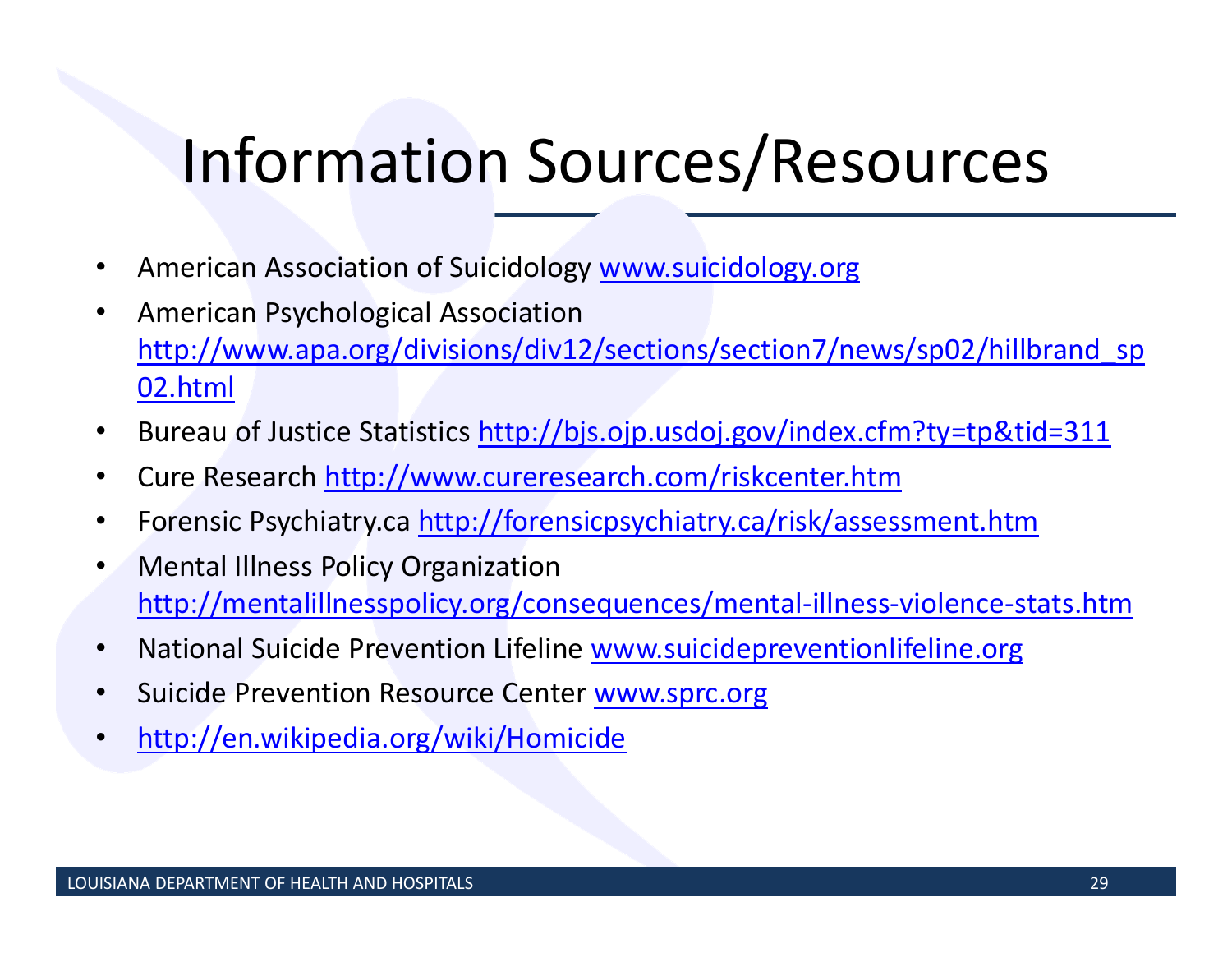# Information Sources/Resources

- American Association of Suicidology www.suicidology.org
- American Psychological Association http://www.apa.org/divisions/div12/sections/section7/news/sp02/hillbrand_sp02.html
- Bureau of Justice Statistics http://bjs.ojp.usdoj.gov/index.cfm?ty=tp&tid=311
- Cure Research http://www.cureresearch.com/riskcenter.htm
- Forensic Psychiatry.ca http://forensicpsychiatry.ca/risk/assessment.htm
- Mental Illness Policy Organization http://mentalillnesspolicy.org/consequences/mental-illness-violence-stats.htm
- National Suicide Prevention Lifeline www.suicidepreventionlifeline.org
- Suicide Prevention Resource Center www.sprc.org
- http://en.wikipedia.org/wiki/Homicide